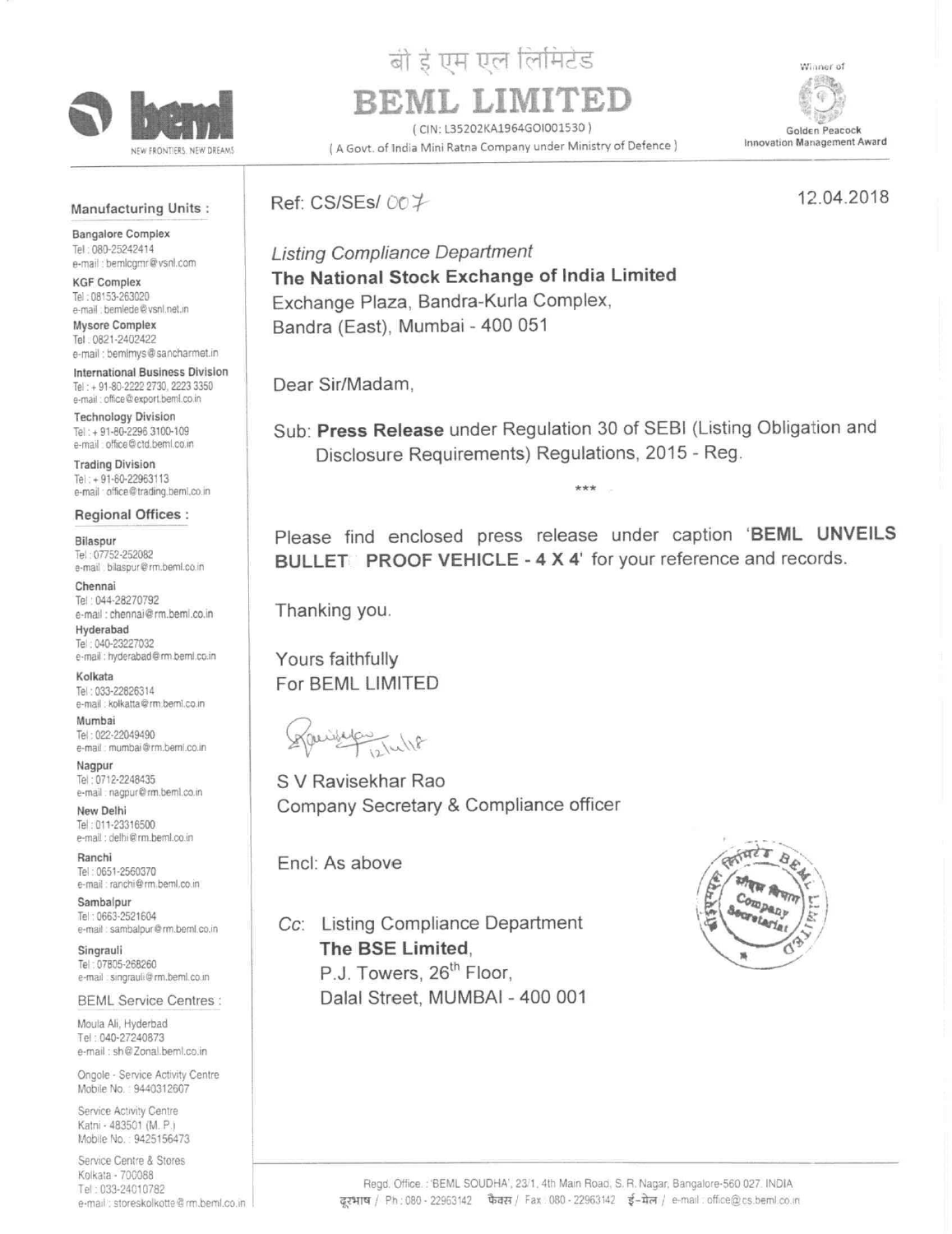बी ई एम एल लिमिटेड

# BEML LIMITED

( CIN: L35202KA1964GOI001530 )

( A Govt. of India Mini Ratna Company under Ministry of Defence )

Winner of Golden Peacock Innovation Management Award

NEW FRONTIERS. NEW DREAMS

**Manufacturing Units :**

**Bangalore Complex**
Tel : 080-25242414
e-mail : bemlcgmr@vsnl.com

**KGF Complex**
Tel : 08153-263020
e-mail : bemlede@vsnl.net.in

**Mysore Complex**
Tel : 0821-2402422
e-mail : bemlmys@sancharnet.in

**International Business Division**
Tel : + 91-80-2222 2730, 2223 3350
e-mail : office@export.beml.co.in

**Technology Division**
Tel : + 91-80-2296 3100-109
e-mail : office@ctd.beml.co.in

**Trading Division**
Tel : + 91-80-22963113
e-mail : office@trading.beml.co.in

**Regional Offices :**

**Bilaspur**
Tel : 07752-252082
e-mail : bilaspur@rm.beml.co.in

**Chennai**
Tel : 044-28270792
e-mail : chennai@rm.beml.co.in

**Hyderabad**
Tel : 040-23227032
e-mail : hyderabad@rm.beml.co.in

**Kolkata**
Tel : 033-22826314
e-mail : kolkatta@rm.beml.co.in

**Mumbai**
Tel : 022-22049490
e-mail : mumbai@rm.beml.co.in

**Nagpur**
Tel : 0712-2248435
e-mail : nagpur@rm.beml.co.in

**New Delhi**
Tel : 011-23316500
e-mail : delhi@rm.beml.co.in

**Ranchi**
Tel : 0651-2560370
e-mail : ranchi@rm.beml.co.in

**Sambalpur**
Tel : 0663-2521604
e-mail : sambalpur@rm.beml.co.in

**Singrauli**
Tel : 07805-268260
e-mail : singrauli@rm.beml.co.in

**BEML Service Centres :**

Moula Ali, Hyderbad
Tel : 040-27240873
e-mail : sh@Zonal.beml.co.in

Ongole - Service Activity Centre
Mobile No. : 9440312607

Service Activity Centre
Katni - 483501 (M. P.)
Mobile No. : 9425156473

Service Centre & Stores
Kolkata - 700088
Tel : 033-24010782
e-mail : storeskolkotte@rm.beml.co.in

---

Ref: CS/SEs/ 007

12.04.2018

*Listing Compliance Department*
**The National Stock Exchange of India Limited**
Exchange Plaza, Bandra-Kurla Complex,
Bandra (East), Mumbai - 400 051

Dear Sir/Madam,

Sub: **Press Release** under Regulation 30 of SEBI (Listing Obligation and Disclosure Requirements) Regulations, 2015 - Reg.

\*\*\*

Please find enclosed press release under caption '**BEML UNVEILS BULLET PROOF VEHICLE - 4 X 4**' for your reference and records.

Thanking you.

Yours faithfully
For BEML LIMITED

S V Ravisekhar Rao
Company Secretary & Compliance officer

Encl: As above

*Cc:* Listing Compliance Department
**The BSE Limited**,
P.J. Towers, 26th Floor,
Dalal Street, MUMBAI - 400 001

Regd. Office : 'BEML SOUDHA', 23/1, 4th Main Road, S. R. Nagar, Bangalore-560 027. INDIA
दूरभाष / Ph : 080 - 22963142 फैक्स / Fax : 080 - 22963142 ई-मेल / e-mail : office@cs.beml.co.in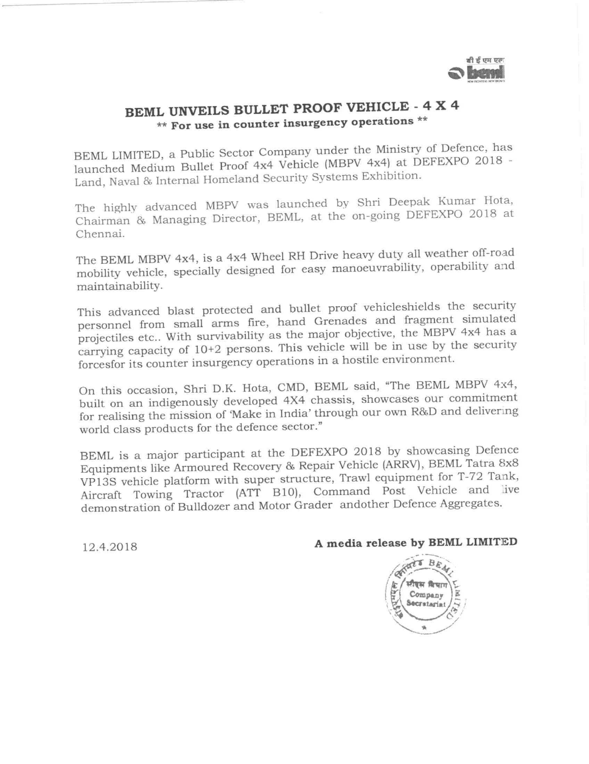# BEML UNVEILS BULLET PROOF VEHICLE - 4 X 4

**** For use in counter insurgency operations ****

BEML LIMITED, a Public Sector Company under the Ministry of Defence, has launched Medium Bullet Proof 4x4 Vehicle (MBPV 4x4) at DEFEXPO 2018 - Land, Naval & Internal Homeland Security Systems Exhibition.

The highly advanced MBPV was launched by Shri Deepak Kumar Hota, Chairman & Managing Director, BEML, at the on-going DEFEXPO 2018 at Chennai.

The BEML MBPV 4x4, is a 4x4 Wheel RH Drive heavy duty all weather off-road mobility vehicle, specially designed for easy manoeuvrability, operability and maintainability.

This advanced blast protected and bullet proof vehicleshields the security personnel from small arms fire, hand Grenades and fragment simulated projectiles etc.. With survivability as the major objective, the MBPV 4x4 has a carrying capacity of 10+2 persons. This vehicle will be in use by the security forcesfor its counter insurgency operations in a hostile environment.

On this occasion, Shri D.K. Hota, CMD, BEML said, "The BEML MBPV 4x4, built on an indigenously developed 4X4 chassis, showcases our commitment for realising the mission of 'Make in India' through our own R&D and delivering world class products for the defence sector."

BEML is a major participant at the DEFEXPO 2018 by showcasing Defence Equipments like Armoured Recovery & Repair Vehicle (ARRV), BEML Tatra 8x8 VP13S vehicle platform with super structure, Trawl equipment for T-72 Tank, Aircraft Towing Tractor (ATT B10), Command Post Vehicle and live demonstration of Bulldozer and Motor Grader andother Defence Aggregates.

12.4.2018

**A media release by BEML LIMITED**